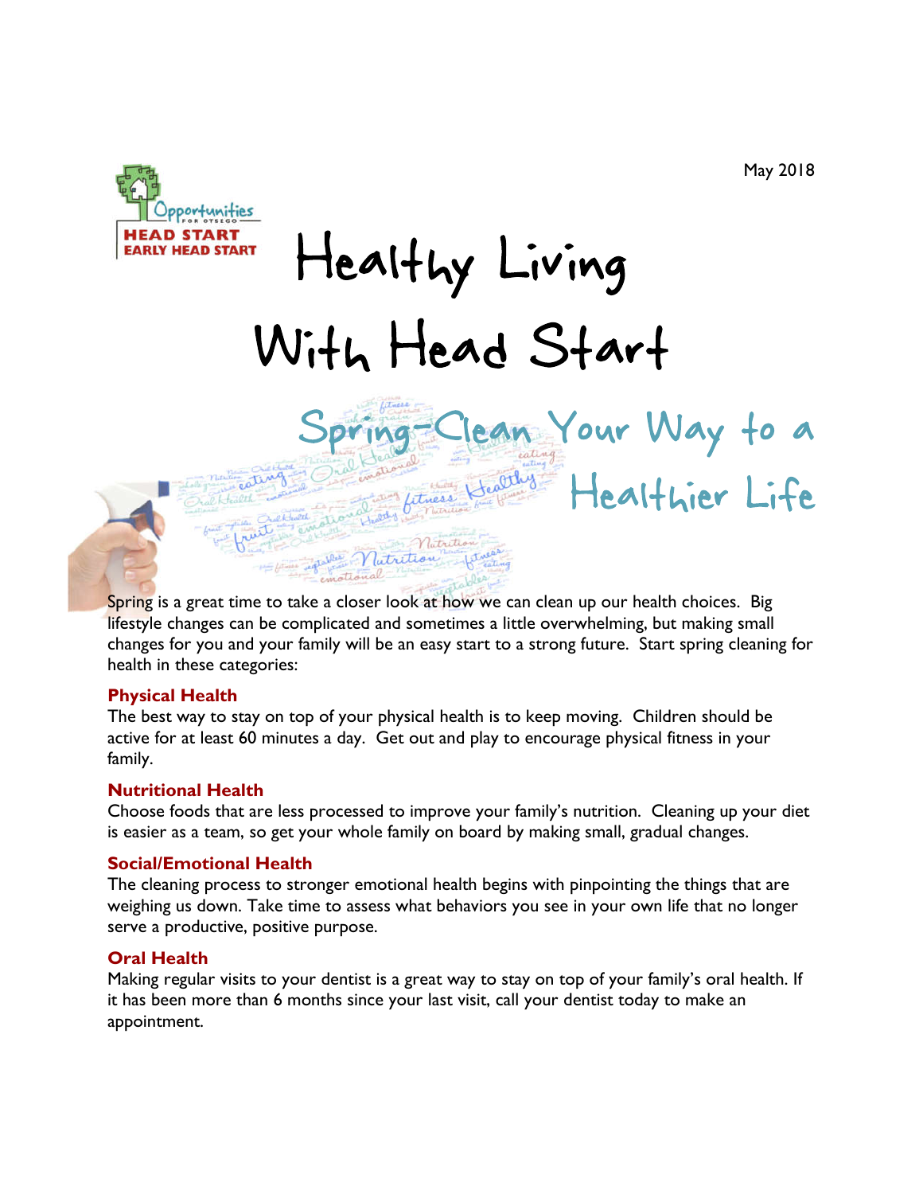May 2018

Opportunities for Otsego
HEAD START
EARLY HEAD START

# Healthy Living With Head Start

## Spring-Clean Your Way to a Healthier Life

Spring is a great time to take a closer look at how we can clean up our health choices. Big lifestyle changes can be complicated and sometimes a little overwhelming, but making small changes for you and your family will be an easy start to a strong future. Start spring cleaning for health in these categories:

### Physical Health

The best way to stay on top of your physical health is to keep moving. Children should be active for at least 60 minutes a day. Get out and play to encourage physical fitness in your family.

### Nutritional Health

Choose foods that are less processed to improve your family's nutrition. Cleaning up your diet is easier as a team, so get your whole family on board by making small, gradual changes.

### Social/Emotional Health

The cleaning process to stronger emotional health begins with pinpointing the things that are weighing us down. Take time to assess what behaviors you see in your own life that no longer serve a productive, positive purpose.

### Oral Health

Making regular visits to your dentist is a great way to stay on top of your family's oral health. If it has been more than 6 months since your last visit, call your dentist today to make an appointment.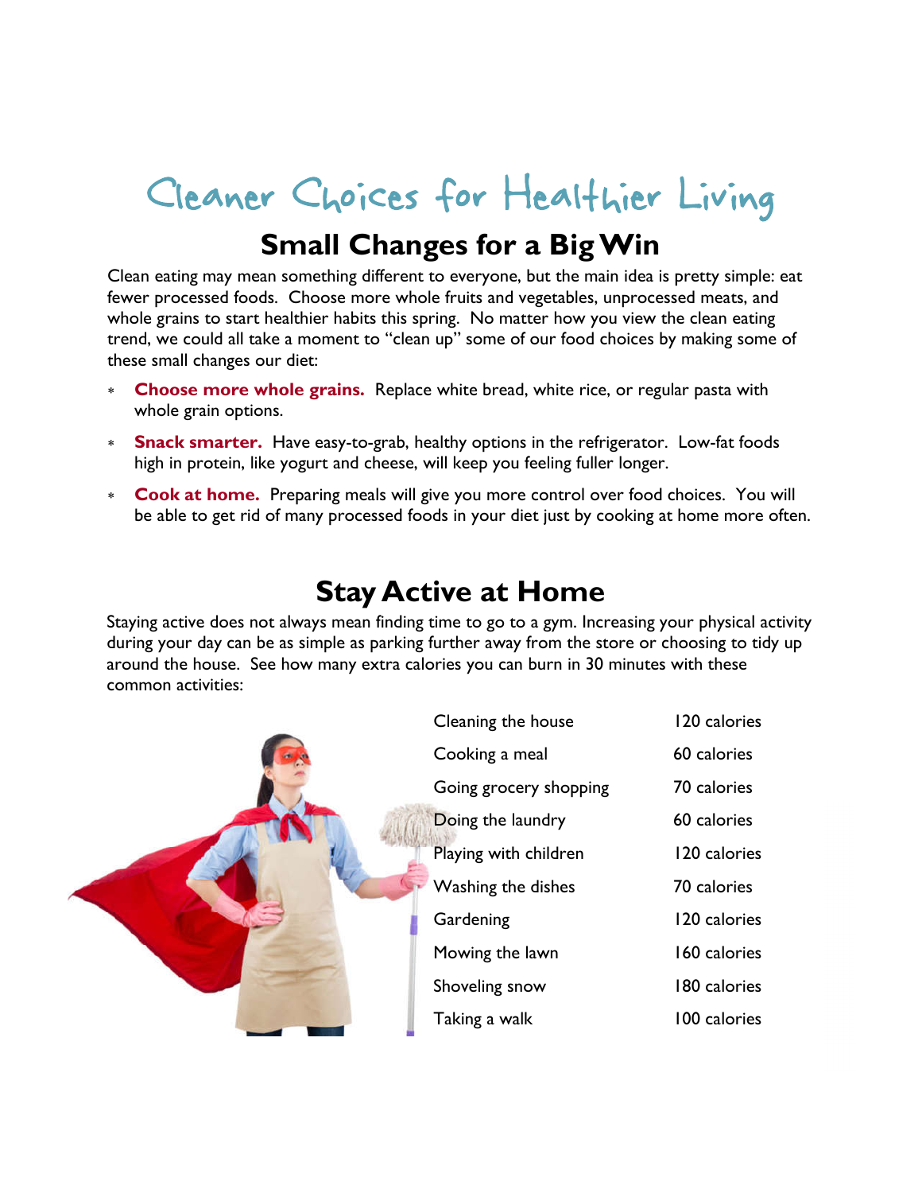# Cleaner Choices for Healthier Living

## Small Changes for a Big Win

Clean eating may mean something different to everyone, but the main idea is pretty simple: eat fewer processed foods. Choose more whole fruits and vegetables, unprocessed meats, and whole grains to start healthier habits this spring. No matter how you view the clean eating trend, we could all take a moment to "clean up" some of our food choices by making some of these small changes our diet:

- **Choose more whole grains.** Replace white bread, white rice, or regular pasta with whole grain options.
- **Snack smarter.** Have easy-to-grab, healthy options in the refrigerator. Low-fat foods high in protein, like yogurt and cheese, will keep you feeling fuller longer.
- **Cook at home.** Preparing meals will give you more control over food choices. You will be able to get rid of many processed foods in your diet just by cooking at home more often.

## Stay Active at Home

Staying active does not always mean finding time to go to a gym. Increasing your physical activity during your day can be as simple as parking further away from the store or choosing to tidy up around the house. See how many extra calories you can burn in 30 minutes with these common activities:

| Activity | Calories |
|---|---|
| Cleaning the house | 120 calories |
| Cooking a meal | 60 calories |
| Going grocery shopping | 70 calories |
| Doing the laundry | 60 calories |
| Playing with children | 120 calories |
| Washing the dishes | 70 calories |
| Gardening | 120 calories |
| Mowing the lawn | 160 calories |
| Shoveling snow | 180 calories |
| Taking a walk | 100 calories |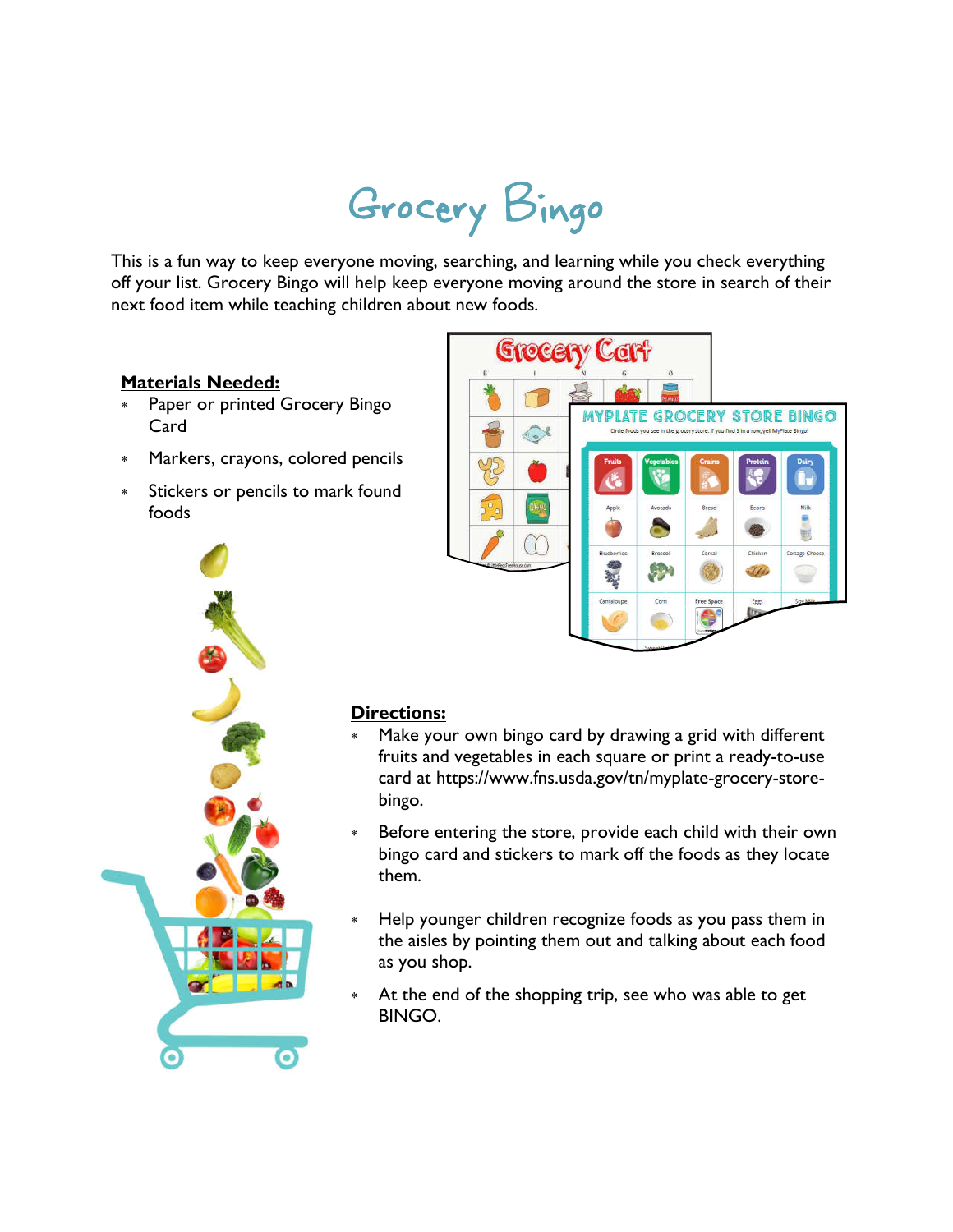# Grocery Bingo

This is a fun way to keep everyone moving, searching, and learning while you check everything off your list. Grocery Bingo will help keep everyone moving around the store in search of their next food item while teaching children about new foods.

**Materials Needed:**

- Paper or printed Grocery Bingo Card
- Markers, crayons, colored pencils
- Stickers or pencils to mark found foods

**Directions:**

- Make your own bingo card by drawing a grid with different fruits and vegetables in each square or print a ready-to-use card at https://www.fns.usda.gov/tn/myplate-grocery-store-bingo.
- Before entering the store, provide each child with their own bingo card and stickers to mark off the foods as they locate them.
- Help younger children recognize foods as you pass them in the aisles by pointing them out and talking about each food as you shop.
- At the end of the shopping trip, see who was able to get BINGO.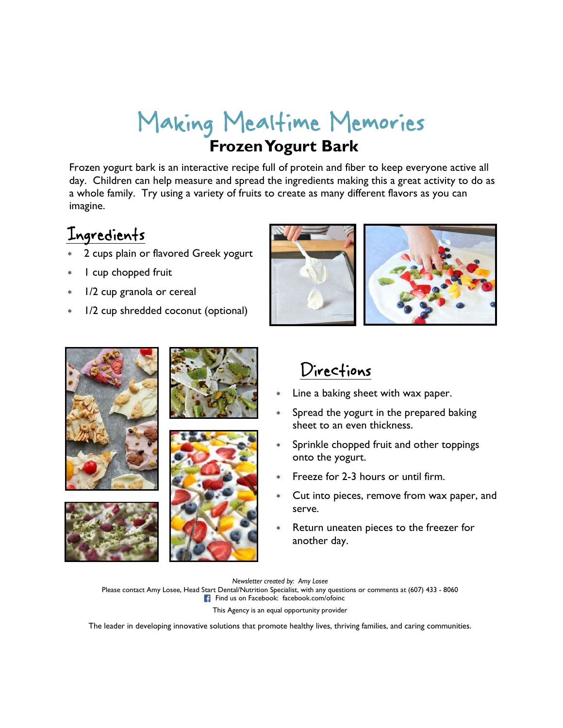# Making Mealtime Memories

## Frozen Yogurt Bark

Frozen yogurt bark is an interactive recipe full of protein and fiber to keep everyone active all day. Children can help measure and spread the ingredients making this a great activity to do as a whole family. Try using a variety of fruits to create as many different flavors as you can imagine.

### Ingredients

- 2 cups plain or flavored Greek yogurt
- 1 cup chopped fruit
- 1/2 cup granola or cereal
- 1/2 cup shredded coconut (optional)

### Directions

- Line a baking sheet with wax paper.
- Spread the yogurt in the prepared baking sheet to an even thickness.
- Sprinkle chopped fruit and other toppings onto the yogurt.
- Freeze for 2-3 hours or until firm.
- Cut into pieces, remove from wax paper, and serve.
- Return uneaten pieces to the freezer for another day.

*Newsletter created by: Amy Losee*

Please contact Amy Losee, Head Start Dental/Nutrition Specialist, with any questions or comments at (607) 433 - 8060

Find us on Facebook: facebook.com/ofoinc

This Agency is an equal opportunity provider

The leader in developing innovative solutions that promote healthy lives, thriving families, and caring communities.